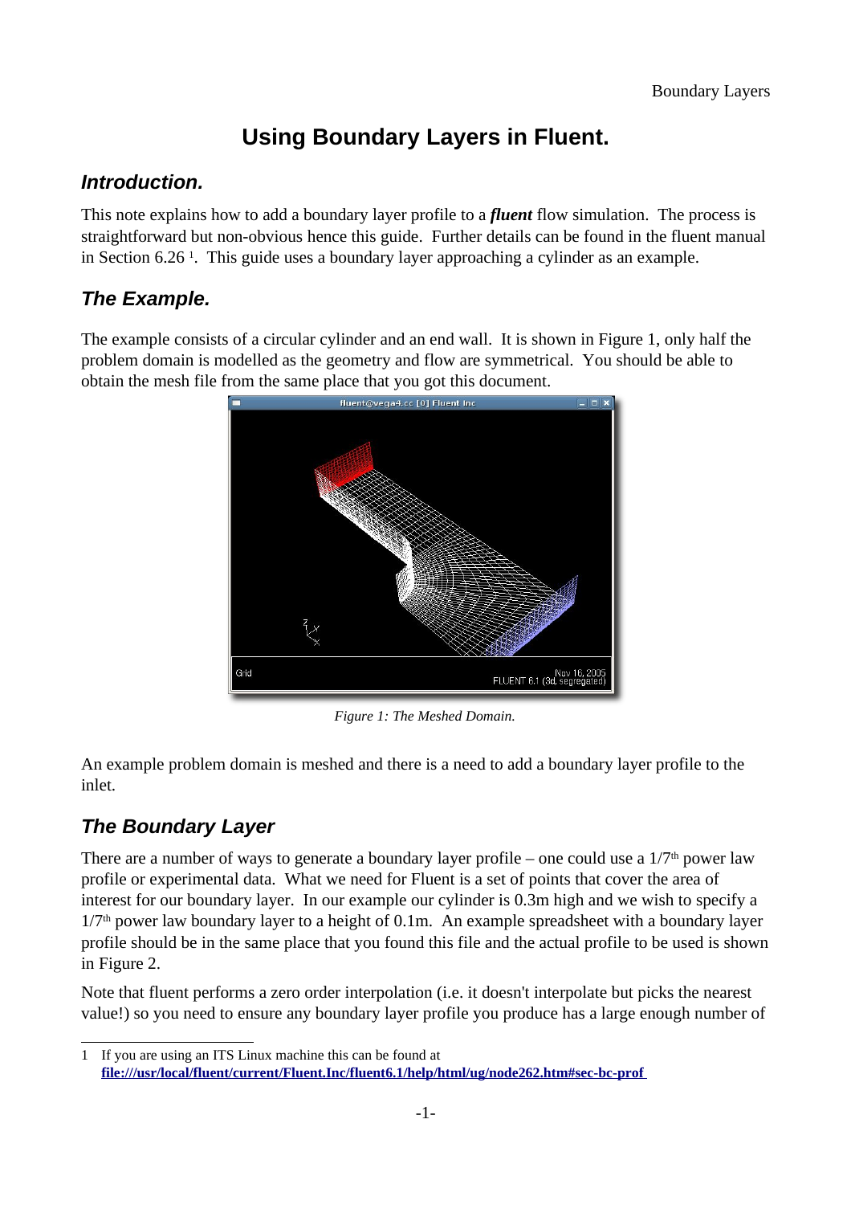# Using Boundary Layers in Fluent.

## Introduction.

This note explains how to add a boundary layer profile to a ***fluent*** flow simulation. The process is straightforward but non-obvious hence this guide. Further details can be found in the fluent manual in Section 6.26 [1]. This guide uses a boundary layer approaching a cylinder as an example.

## The Example.

The example consists of a circular cylinder and an end wall. It is shown in Figure 1, only half the problem domain is modelled as the geometry and flow are symmetrical. You should be able to obtain the mesh file from the same place that you got this document.

*Figure 1: The Meshed Domain.*

An example problem domain is meshed and there is a need to add a boundary layer profile to the inlet.

## The Boundary Layer

There are a number of ways to generate a boundary layer profile – one could use a $1/7^{th}$ power law profile or experimental data. What we need for Fluent is a set of points that cover the area of interest for our boundary layer. In our example our cylinder is 0.3m high and we wish to specify a $1/7^{th}$ power law boundary layer to a height of 0.1m. An example spreadsheet with a boundary layer profile should be in the same place that you found this file and the actual profile to be used is shown in Figure 2.

Note that fluent performs a zero order interpolation (i.e. it doesn't interpolate but picks the nearest value!) so you need to ensure any boundary layer profile you produce has a large enough number of

---

1 If you are using an ITS Linux machine this can be found at **file:///usr/local/fluent/current/Fluent.Inc/fluent6.1/help/html/ug/node262.htm#sec-bc-prof**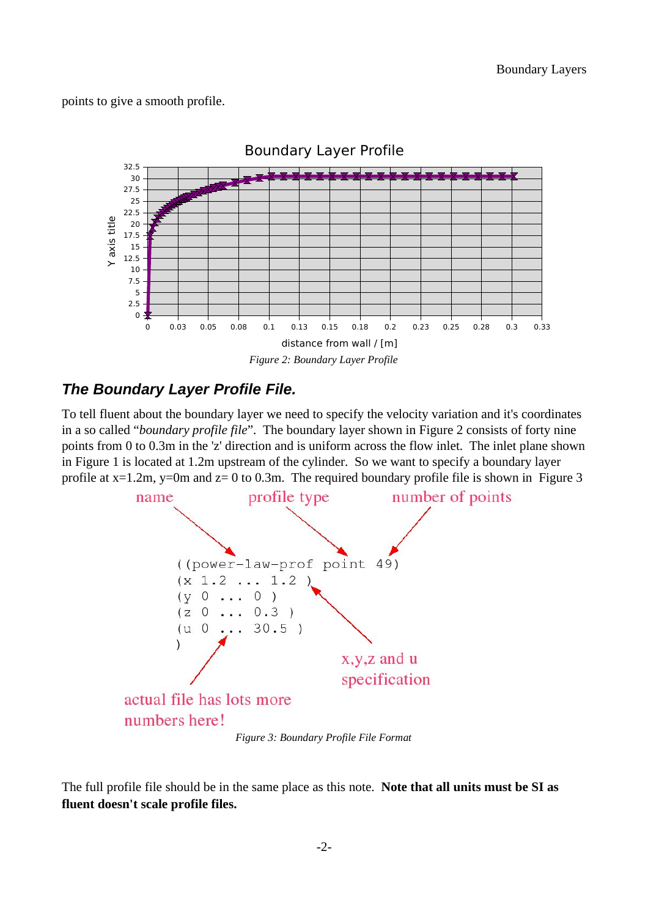points to give a smooth profile.

Figure 2: Boundary Layer Profile

### *The Boundary Layer Profile File.*

To tell fluent about the boundary layer we need to specify the velocity variation and it's coordinates in a so called "*boundary profile file*". The boundary layer shown in Figure 2 consists of forty nine points from 0 to 0.3m in the 'z' direction and is uniform across the flow inlet. The inlet plane shown in Figure 1 is located at 1.2m upstream of the cylinder. So we want to specify a boundary layer profile at x=1.2m, y=0m and z= 0 to 0.3m. The required boundary profile file is shown in Figure 3

```
((power-law-prof point 49)
(x 1.2 ... 1.2 )
(y 0 ... 0 )
(z 0 ... 0.3 )
(u 0 ... 30.5 )
)
```

Figure 3: Boundary Profile File Format

The full profile file should be in the same place as this note. **Note that all units must be SI as fluent doesn't scale profile files.**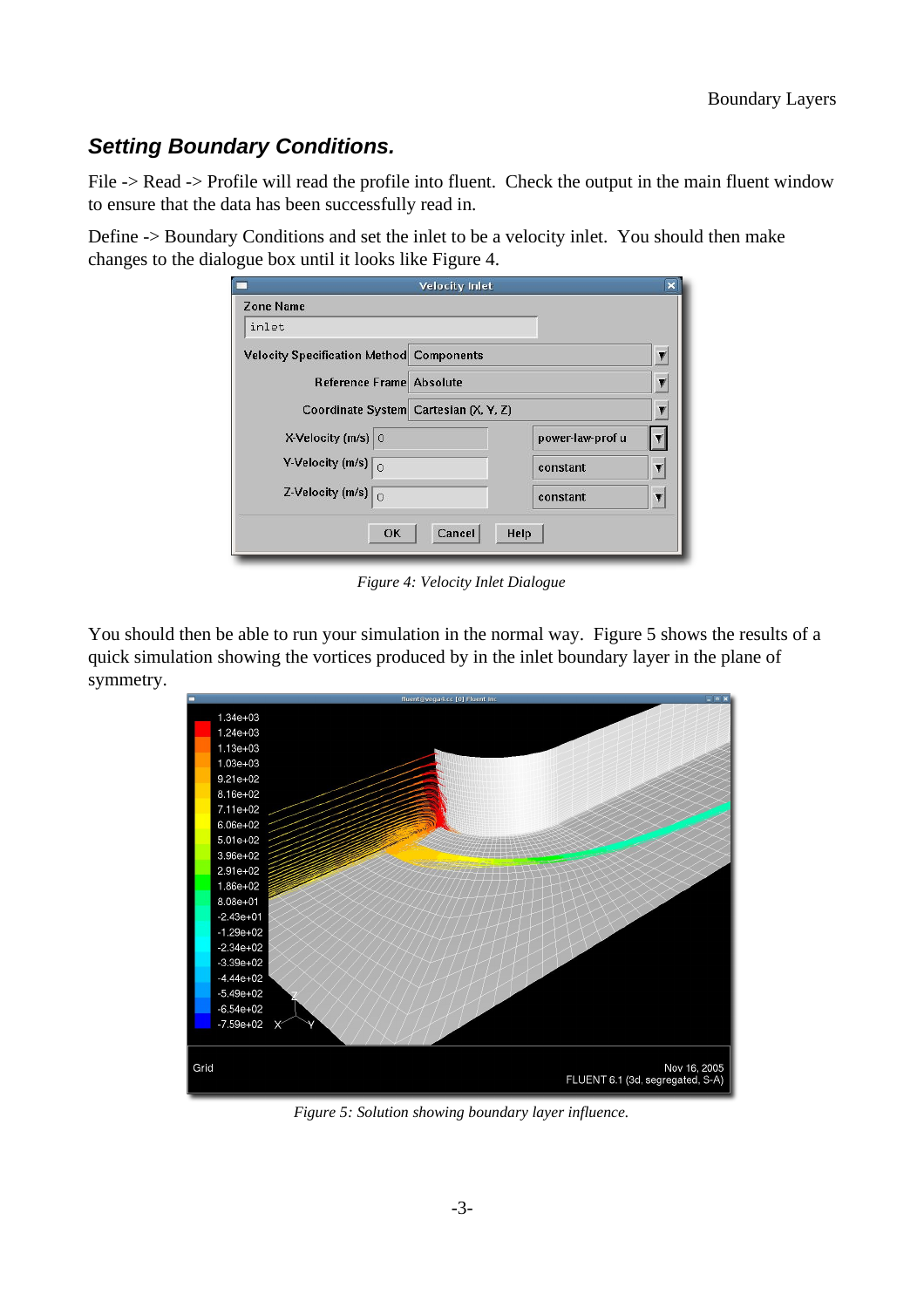## *Setting Boundary Conditions.*

File -> Read -> Profile will read the profile into fluent. Check the output in the main fluent window to ensure that the data has been successfully read in.

Define -> Boundary Conditions and set the inlet to be a velocity inlet. You should then make changes to the dialogue box until it looks like Figure 4.

*Figure 4: Velocity Inlet Dialogue*

You should then be able to run your simulation in the normal way. Figure 5 shows the results of a quick simulation showing the vortices produced by in the inlet boundary layer in the plane of symmetry.

*Figure 5: Solution showing boundary layer influence.*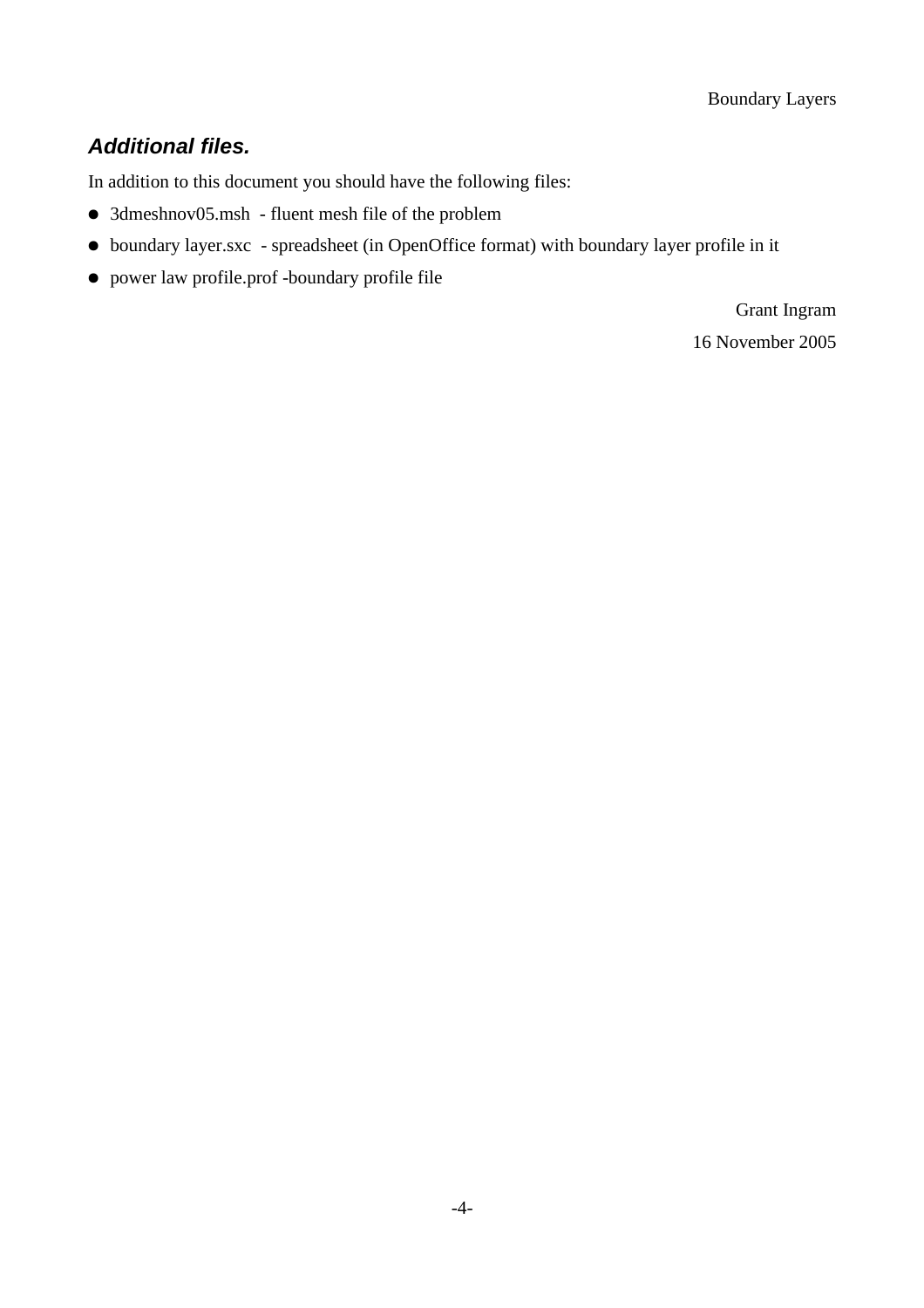## ***Additional files.***

In addition to this document you should have the following files:

- 3dmeshnov05.msh - fluent mesh file of the problem
- boundary layer.sxc - spreadsheet (in OpenOffice format) with boundary layer profile in it
- power law profile.prof -boundary profile file

Grant Ingram

16 November 2005